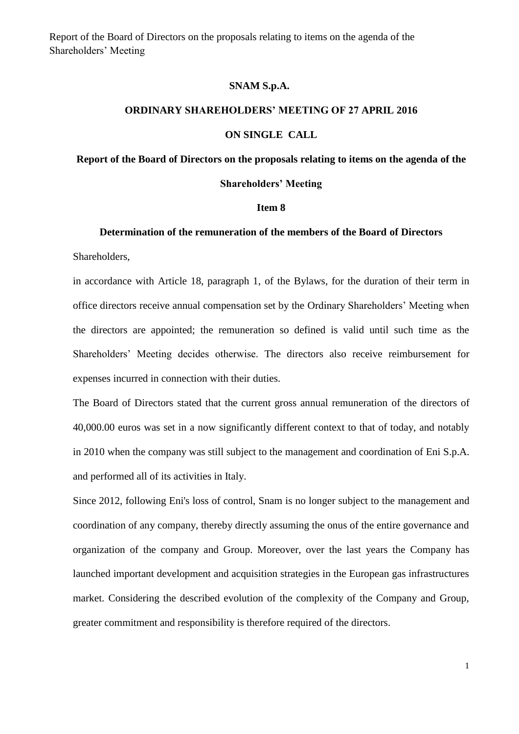**SNAM S.p.A.**

**ORDINARY SHAREHOLDERS' MEETING OF 27 APRIL 2016**

**ON SINGLE CALL**

**Report of the Board of Directors on the proposals relating to items on the agenda of the Shareholders' Meeting**

**Item 8**

**Determination of the remuneration of the members of the Board of Directors**

Shareholders,

in accordance with Article 18, paragraph 1, of the Bylaws, for the duration of their term in office directors receive annual compensation set by the Ordinary Shareholders' Meeting when the directors are appointed; the remuneration so defined is valid until such time as the Shareholders' Meeting decides otherwise. The directors also receive reimbursement for expenses incurred in connection with their duties.

The Board of Directors stated that the current gross annual remuneration of the directors of 40,000.00 euros was set in a now significantly different context to that of today, and notably in 2010 when the company was still subject to the management and coordination of Eni S.p.A. and performed all of its activities in Italy.

Since 2012, following Eni's loss of control, Snam is no longer subject to the management and coordination of any company, thereby directly assuming the onus of the entire governance and organization of the company and Group. Moreover, over the last years the Company has launched important development and acquisition strategies in the European gas infrastructures market. Considering the described evolution of the complexity of the Company and Group, greater commitment and responsibility is therefore required of the directors.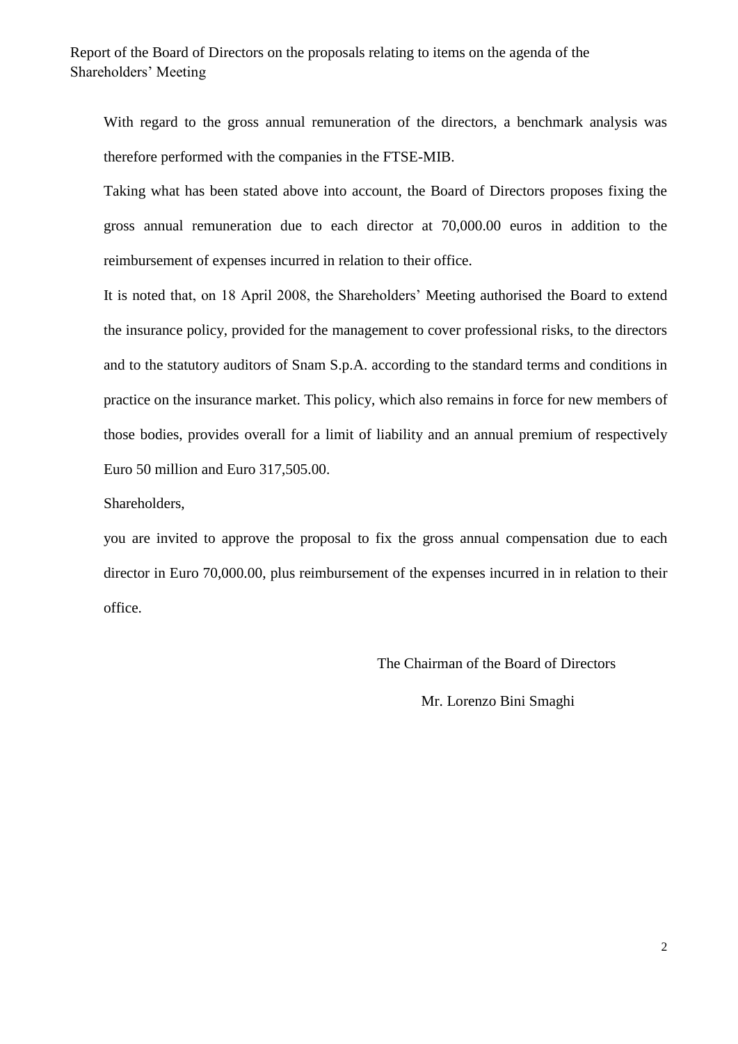With regard to the gross annual remuneration of the directors, a benchmark analysis was therefore performed with the companies in the FTSE-MIB.

Taking what has been stated above into account, the Board of Directors proposes fixing the gross annual remuneration due to each director at 70,000.00 euros in addition to the reimbursement of expenses incurred in relation to their office.

It is noted that, on 18 April 2008, the Shareholders' Meeting authorised the Board to extend the insurance policy, provided for the management to cover professional risks, to the directors and to the statutory auditors of Snam S.p.A. according to the standard terms and conditions in practice on the insurance market. This policy, which also remains in force for new members of those bodies, provides overall for a limit of liability and an annual premium of respectively Euro 50 million and Euro 317,505.00.

Shareholders,

you are invited to approve the proposal to fix the gross annual compensation due to each director in Euro 70,000.00, plus reimbursement of the expenses incurred in in relation to their office.

The Chairman of the Board of Directors

Mr. Lorenzo Bini Smaghi